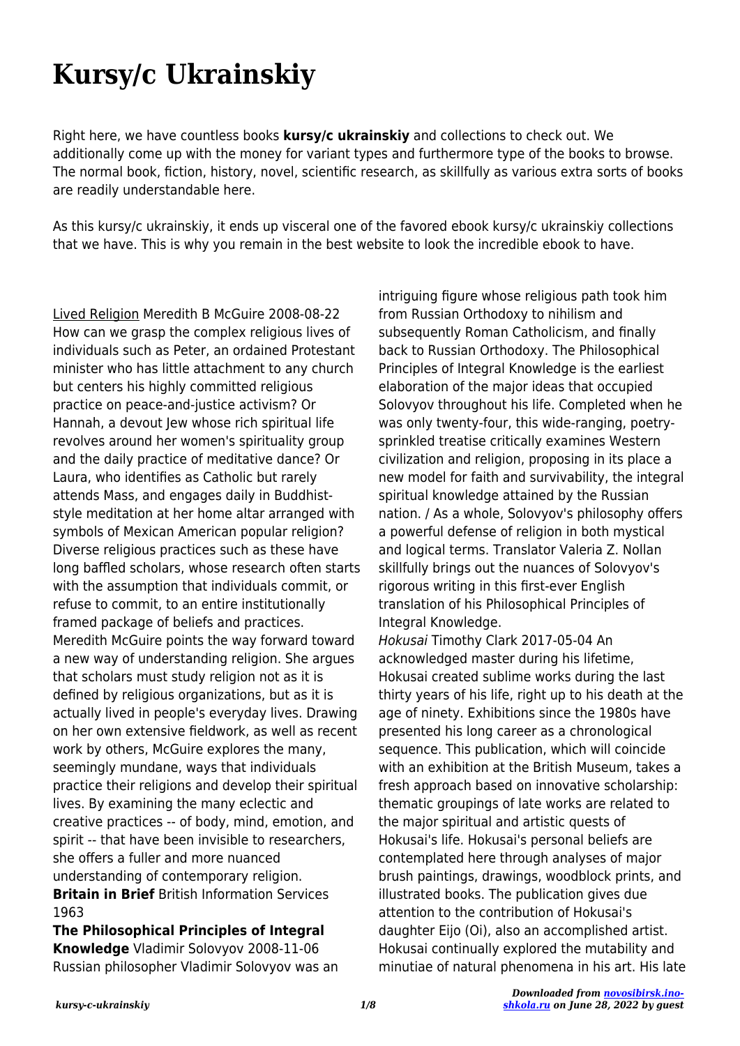# Kursy/c Ukrainskiy

Right here, we have countless books **kursy/c ukrainskiy** and collections to check out. We additionally come up with the money for variant types and furthermore type of the books to browse. The normal book, fiction, history, novel, scientific research, as skillfully as various extra sorts of books are readily understandable here.

As this kursy/c ukrainskiy, it ends up visceral one of the favored ebook kursy/c ukrainskiy collections that we have. This is why you remain in the best website to look the incredible ebook to have.

Lived Religion Meredith B McGuire 2008-08-22 How can we grasp the complex religious lives of individuals such as Peter, an ordained Protestant minister who has little attachment to any church but centers his highly committed religious practice on peace-and-justice activism? Or Hannah, a devout Jew whose rich spiritual life revolves around her women's spirituality group and the daily practice of meditative dance? Or Laura, who identifies as Catholic but rarely attends Mass, and engages daily in Buddhist-style meditation at her home altar arranged with symbols of Mexican American popular religion? Diverse religious practices such as these have long baffled scholars, whose research often starts with the assumption that individuals commit, or refuse to commit, to an entire institutionally framed package of beliefs and practices. Meredith McGuire points the way forward toward a new way of understanding religion. She argues that scholars must study religion not as it is defined by religious organizations, but as it is actually lived in people's everyday lives. Drawing on her own extensive fieldwork, as well as recent work by others, McGuire explores the many, seemingly mundane, ways that individuals practice their religions and develop their spiritual lives. By examining the many eclectic and creative practices -- of body, mind, emotion, and spirit -- that have been invisible to researchers, she offers a fuller and more nuanced understanding of contemporary religion.

**Britain in Brief** British Information Services 1963

**The Philosophical Principles of Integral Knowledge** Vladimir Solovyov 2008-11-06 Russian philosopher Vladimir Solovyov was an intriguing figure whose religious path took him from Russian Orthodoxy to nihilism and subsequently Roman Catholicism, and finally back to Russian Orthodoxy. The Philosophical Principles of Integral Knowledge is the earliest elaboration of the major ideas that occupied Solovyov throughout his life. Completed when he was only twenty-four, this wide-ranging, poetry-sprinkled treatise critically examines Western civilization and religion, proposing in its place a new model for faith and survivability, the integral spiritual knowledge attained by the Russian nation. / As a whole, Solovyov's philosophy offers a powerful defense of religion in both mystical and logical terms. Translator Valeria Z. Nollan skillfully brings out the nuances of Solovyov's rigorous writing in this first-ever English translation of his Philosophical Principles of Integral Knowledge.

*Hokusai* Timothy Clark 2017-05-04 An acknowledged master during his lifetime, Hokusai created sublime works during the last thirty years of his life, right up to his death at the age of ninety. Exhibitions since the 1980s have presented his long career as a chronological sequence. This publication, which will coincide with an exhibition at the British Museum, takes a fresh approach based on innovative scholarship: thematic groupings of late works are related to the major spiritual and artistic quests of Hokusai's life. Hokusai's personal beliefs are contemplated here through analyses of major brush paintings, drawings, woodblock prints, and illustrated books. The publication gives due attention to the contribution of Hokusai's daughter Eijo (Oi), also an accomplished artist. Hokusai continually explored the mutability and minutiae of natural phenomena in his art. His late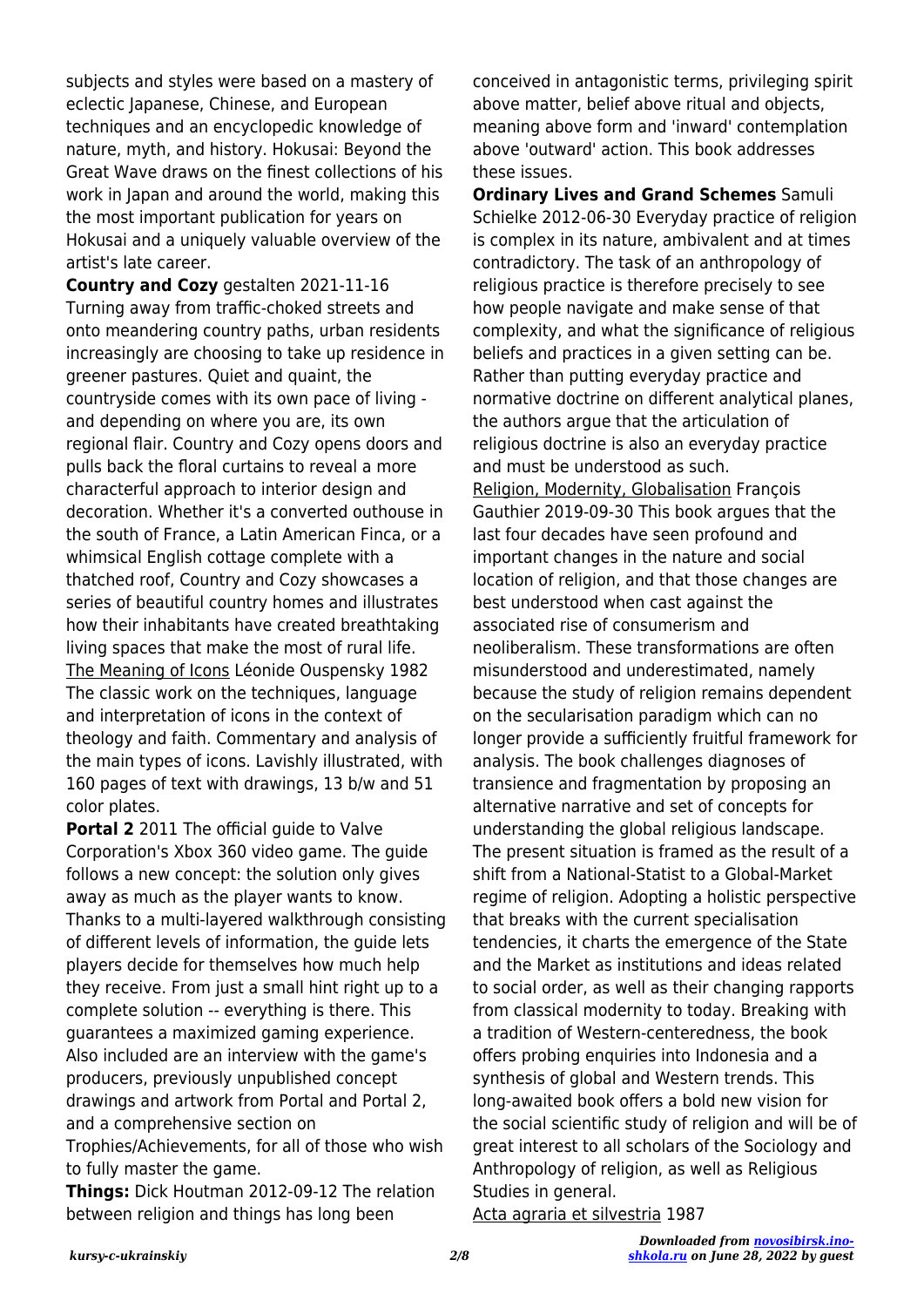subjects and styles were based on a mastery of eclectic Japanese, Chinese, and European techniques and an encyclopedic knowledge of nature, myth, and history. Hokusai: Beyond the Great Wave draws on the finest collections of his work in Japan and around the world, making this the most important publication for years on Hokusai and a uniquely valuable overview of the artist's late career.

**Country and Cozy** gestalten 2021-11-16 Turning away from traffic-choked streets and onto meandering country paths, urban residents increasingly are choosing to take up residence in greener pastures. Quiet and quaint, the countryside comes with its own pace of living - and depending on where you are, its own regional flair. Country and Cozy opens doors and pulls back the floral curtains to reveal a more characterful approach to interior design and decoration. Whether it's a converted outhouse in the south of France, a Latin American Finca, or a whimsical English cottage complete with a thatched roof, Country and Cozy showcases a series of beautiful country homes and illustrates how their inhabitants have created breathtaking living spaces that make the most of rural life.

The Meaning of Icons Léonide Ouspensky 1982 The classic work on the techniques, language and interpretation of icons in the context of theology and faith. Commentary and analysis of the main types of icons. Lavishly illustrated, with 160 pages of text with drawings, 13 b/w and 51 color plates.

**Portal 2** 2011 The official guide to Valve Corporation's Xbox 360 video game. The guide follows a new concept: the solution only gives away as much as the player wants to know. Thanks to a multi-layered walkthrough consisting of different levels of information, the guide lets players decide for themselves how much help they receive. From just a small hint right up to a complete solution -- everything is there. This guarantees a maximized gaming experience. Also included are an interview with the game's producers, previously unpublished concept drawings and artwork from Portal and Portal 2, and a comprehensive section on Trophies/Achievements, for all of those who wish to fully master the game.

**Things:** Dick Houtman 2012-09-12 The relation between religion and things has long been conceived in antagonistic terms, privileging spirit above matter, belief above ritual and objects, meaning above form and 'inward' contemplation above 'outward' action. This book addresses these issues.

**Ordinary Lives and Grand Schemes** Samuli Schielke 2012-06-30 Everyday practice of religion is complex in its nature, ambivalent and at times contradictory. The task of an anthropology of religious practice is therefore precisely to see how people navigate and make sense of that complexity, and what the significance of religious beliefs and practices in a given setting can be. Rather than putting everyday practice and normative doctrine on different analytical planes, the authors argue that the articulation of religious doctrine is also an everyday practice and must be understood as such.

Religion, Modernity, Globalisation François Gauthier 2019-09-30 This book argues that the last four decades have seen profound and important changes in the nature and social location of religion, and that those changes are best understood when cast against the associated rise of consumerism and neoliberalism. These transformations are often misunderstood and underestimated, namely because the study of religion remains dependent on the secularisation paradigm which can no longer provide a sufficiently fruitful framework for analysis. The book challenges diagnoses of transience and fragmentation by proposing an alternative narrative and set of concepts for understanding the global religious landscape. The present situation is framed as the result of a shift from a National-Statist to a Global-Market regime of religion. Adopting a holistic perspective that breaks with the current specialisation tendencies, it charts the emergence of the State and the Market as institutions and ideas related to social order, as well as their changing rapports from classical modernity to today. Breaking with a tradition of Western-centeredness, the book offers probing enquiries into Indonesia and a synthesis of global and Western trends. This long-awaited book offers a bold new vision for the social scientific study of religion and will be of great interest to all scholars of the Sociology and Anthropology of religion, as well as Religious Studies in general.

Acta agraria et silvestria 1987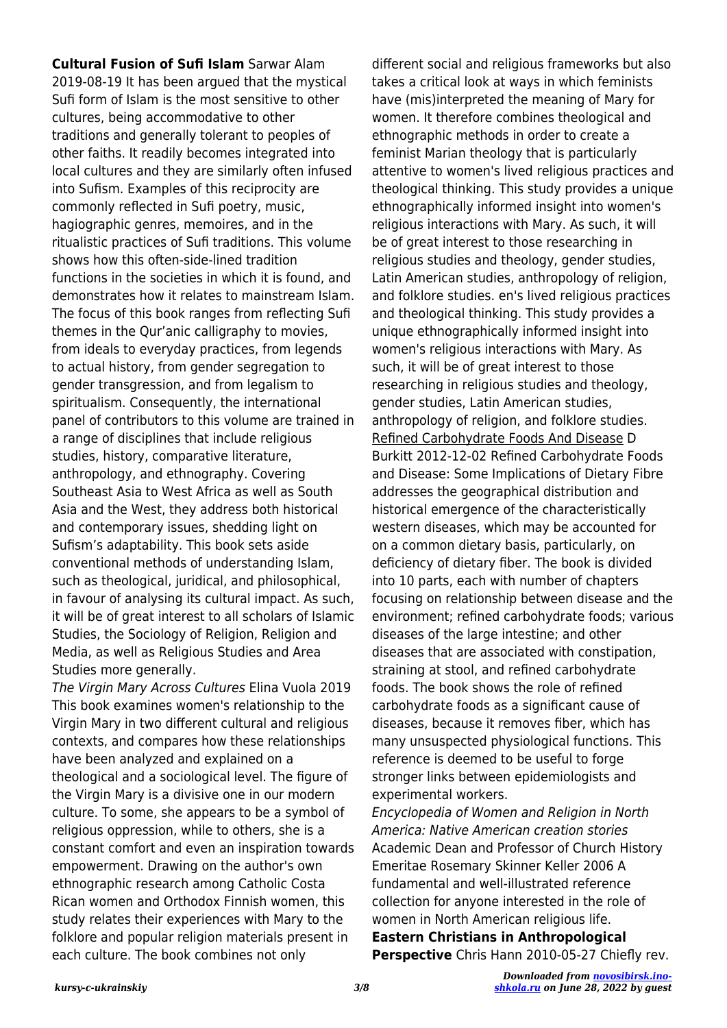**Cultural Fusion of Sufi Islam** Sarwar Alam 2019-08-19 It has been argued that the mystical Sufi form of Islam is the most sensitive to other cultures, being accommodative to other traditions and generally tolerant to peoples of other faiths. It readily becomes integrated into local cultures and they are similarly often infused into Sufism. Examples of this reciprocity are commonly reflected in Sufi poetry, music, hagiographic genres, memoires, and in the ritualistic practices of Sufi traditions. This volume shows how this often-side-lined tradition functions in the societies in which it is found, and demonstrates how it relates to mainstream Islam. The focus of this book ranges from reflecting Sufi themes in the Qur'anic calligraphy to movies, from ideals to everyday practices, from legends to actual history, from gender segregation to gender transgression, and from legalism to spiritualism. Consequently, the international panel of contributors to this volume are trained in a range of disciplines that include religious studies, history, comparative literature, anthropology, and ethnography. Covering Southeast Asia to West Africa as well as South Asia and the West, they address both historical and contemporary issues, shedding light on Sufism's adaptability. This book sets aside conventional methods of understanding Islam, such as theological, juridical, and philosophical, in favour of analysing its cultural impact. As such, it will be of great interest to all scholars of Islamic Studies, the Sociology of Religion, Religion and Media, as well as Religious Studies and Area Studies more generally.

*The Virgin Mary Across Cultures* Elina Vuola 2019 This book examines women's relationship to the Virgin Mary in two different cultural and religious contexts, and compares how these relationships have been analyzed and explained on a theological and a sociological level. The figure of the Virgin Mary is a divisive one in our modern culture. To some, she appears to be a symbol of religious oppression, while to others, she is a constant comfort and even an inspiration towards empowerment. Drawing on the author's own ethnographic research among Catholic Costa Rican women and Orthodox Finnish women, this study relates their experiences with Mary to the folklore and popular religion materials present in each culture. The book combines not only different social and religious frameworks but also takes a critical look at ways in which feminists have (mis)interpreted the meaning of Mary for women. It therefore combines theological and ethnographic methods in order to create a feminist Marian theology that is particularly attentive to women's lived religious practices and theological thinking. This study provides a unique ethnographically informed insight into women's religious interactions with Mary. As such, it will be of great interest to those researching in religious studies and theology, gender studies, Latin American studies, anthropology of religion, and folklore studies. en's lived religious practices and theological thinking. This study provides a unique ethnographically informed insight into women's religious interactions with Mary. As such, it will be of great interest to those researching in religious studies and theology, gender studies, Latin American studies, anthropology of religion, and folklore studies.

Refined Carbohydrate Foods And Disease D Burkitt 2012-12-02 Refined Carbohydrate Foods and Disease: Some Implications of Dietary Fibre addresses the geographical distribution and historical emergence of the characteristically western diseases, which may be accounted for on a common dietary basis, particularly, on deficiency of dietary fiber. The book is divided into 10 parts, each with number of chapters focusing on relationship between disease and the environment; refined carbohydrate foods; various diseases of the large intestine; and other diseases that are associated with constipation, straining at stool, and refined carbohydrate foods. The book shows the role of refined carbohydrate foods as a significant cause of diseases, because it removes fiber, which has many unsuspected physiological functions. This reference is deemed to be useful to forge stronger links between epidemiologists and experimental workers.

*Encyclopedia of Women and Religion in North America: Native American creation stories* Academic Dean and Professor of Church History Emeritae Rosemary Skinner Keller 2006 A fundamental and well-illustrated reference collection for anyone interested in the role of women in North American religious life.

**Eastern Christians in Anthropological Perspective** Chris Hann 2010-05-27 Chiefly rev.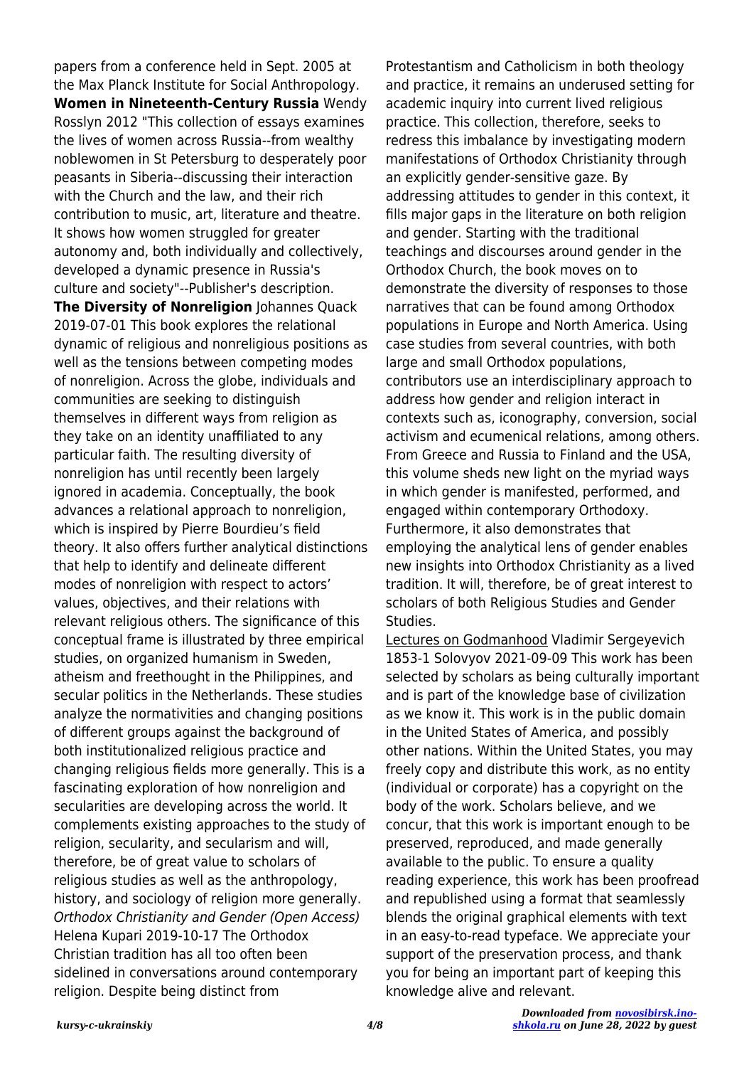papers from a conference held in Sept. 2005 at the Max Planck Institute for Social Anthropology.

**Women in Nineteenth-Century Russia** Wendy Rosslyn 2012 "This collection of essays examines the lives of women across Russia--from wealthy noblewomen in St Petersburg to desperately poor peasants in Siberia--discussing their interaction with the Church and the law, and their rich contribution to music, art, literature and theatre. It shows how women struggled for greater autonomy and, both individually and collectively, developed a dynamic presence in Russia's culture and society"--Publisher's description.

**The Diversity of Nonreligion** Johannes Quack 2019-07-01 This book explores the relational dynamic of religious and nonreligious positions as well as the tensions between competing modes of nonreligion. Across the globe, individuals and communities are seeking to distinguish themselves in different ways from religion as they take on an identity unaffiliated to any particular faith. The resulting diversity of nonreligion has until recently been largely ignored in academia. Conceptually, the book advances a relational approach to nonreligion, which is inspired by Pierre Bourdieu's field theory. It also offers further analytical distinctions that help to identify and delineate different modes of nonreligion with respect to actors' values, objectives, and their relations with relevant religious others. The significance of this conceptual frame is illustrated by three empirical studies, on organized humanism in Sweden, atheism and freethought in the Philippines, and secular politics in the Netherlands. These studies analyze the normativities and changing positions of different groups against the background of both institutionalized religious practice and changing religious fields more generally. This is a fascinating exploration of how nonreligion and secularities are developing across the world. It complements existing approaches to the study of religion, secularity, and secularism and will, therefore, be of great value to scholars of religious studies as well as the anthropology, history, and sociology of religion more generally.

*Orthodox Christianity and Gender (Open Access)* Helena Kupari 2019-10-17 The Orthodox Christian tradition has all too often been sidelined in conversations around contemporary religion. Despite being distinct from Protestantism and Catholicism in both theology and practice, it remains an underused setting for academic inquiry into current lived religious practice. This collection, therefore, seeks to redress this imbalance by investigating modern manifestations of Orthodox Christianity through an explicitly gender-sensitive gaze. By addressing attitudes to gender in this context, it fills major gaps in the literature on both religion and gender. Starting with the traditional teachings and discourses around gender in the Orthodox Church, the book moves on to demonstrate the diversity of responses to those narratives that can be found among Orthodox populations in Europe and North America. Using case studies from several countries, with both large and small Orthodox populations, contributors use an interdisciplinary approach to address how gender and religion interact in contexts such as, iconography, conversion, social activism and ecumenical relations, among others. From Greece and Russia to Finland and the USA, this volume sheds new light on the myriad ways in which gender is manifested, performed, and engaged within contemporary Orthodoxy. Furthermore, it also demonstrates that employing the analytical lens of gender enables new insights into Orthodox Christianity as a lived tradition. It will, therefore, be of great interest to scholars of both Religious Studies and Gender Studies.

Lectures on Godmanhood Vladimir Sergeyevich 1853-1 Solovyov 2021-09-09 This work has been selected by scholars as being culturally important and is part of the knowledge base of civilization as we know it. This work is in the public domain in the United States of America, and possibly other nations. Within the United States, you may freely copy and distribute this work, as no entity (individual or corporate) has a copyright on the body of the work. Scholars believe, and we concur, that this work is important enough to be preserved, reproduced, and made generally available to the public. To ensure a quality reading experience, this work has been proofread and republished using a format that seamlessly blends the original graphical elements with text in an easy-to-read typeface. We appreciate your support of the preservation process, and thank you for being an important part of keeping this knowledge alive and relevant.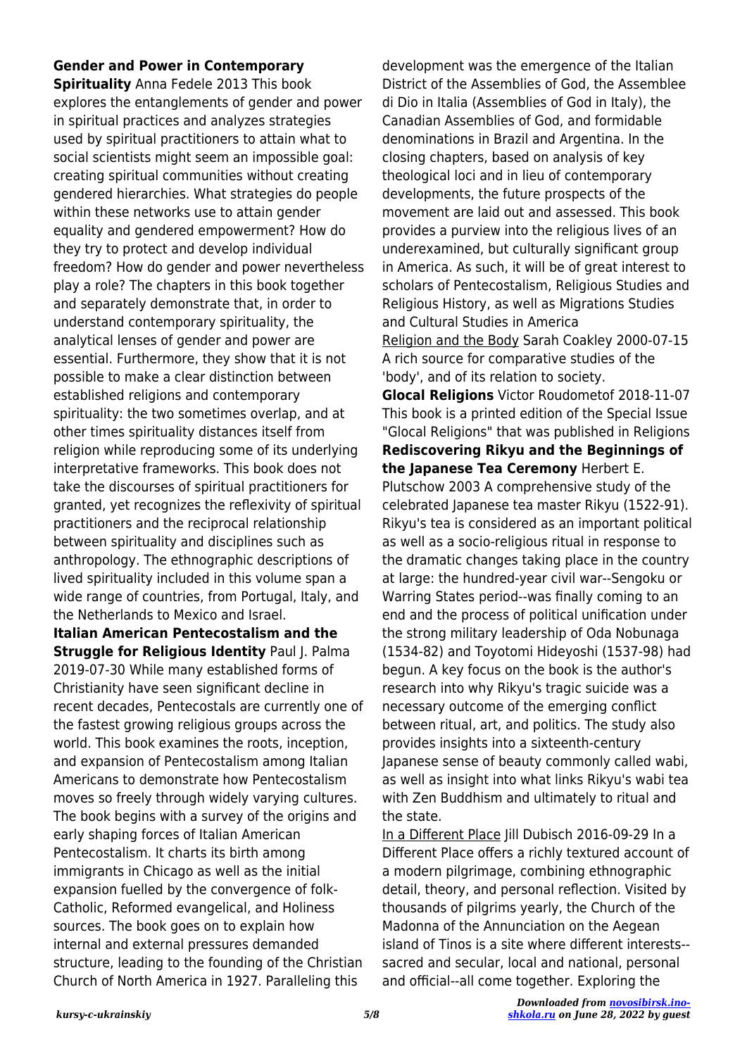**Gender and Power in Contemporary Spirituality** Anna Fedele 2013 This book explores the entanglements of gender and power in spiritual practices and analyzes strategies used by spiritual practitioners to attain what to social scientists might seem an impossible goal: creating spiritual communities without creating gendered hierarchies. What strategies do people within these networks use to attain gender equality and gendered empowerment? How do they try to protect and develop individual freedom? How do gender and power nevertheless play a role? The chapters in this book together and separately demonstrate that, in order to understand contemporary spirituality, the analytical lenses of gender and power are essential. Furthermore, they show that it is not possible to make a clear distinction between established religions and contemporary spirituality: the two sometimes overlap, and at other times spirituality distances itself from religion while reproducing some of its underlying interpretative frameworks. This book does not take the discourses of spiritual practitioners for granted, yet recognizes the reflexivity of spiritual practitioners and the reciprocal relationship between spirituality and disciplines such as anthropology. The ethnographic descriptions of lived spirituality included in this volume span a wide range of countries, from Portugal, Italy, and the Netherlands to Mexico and Israel.

**Italian American Pentecostalism and the Struggle for Religious Identity** Paul J. Palma 2019-07-30 While many established forms of Christianity have seen significant decline in recent decades, Pentecostals are currently one of the fastest growing religious groups across the world. This book examines the roots, inception, and expansion of Pentecostalism among Italian Americans to demonstrate how Pentecostalism moves so freely through widely varying cultures. The book begins with a survey of the origins and early shaping forces of Italian American Pentecostalism. It charts its birth among immigrants in Chicago as well as the initial expansion fuelled by the convergence of folk-Catholic, Reformed evangelical, and Holiness sources. The book goes on to explain how internal and external pressures demanded structure, leading to the founding of the Christian Church of North America in 1927. Paralleling this development was the emergence of the Italian District of the Assemblies of God, the Assemblee di Dio in Italia (Assemblies of God in Italy), the Canadian Assemblies of God, and formidable denominations in Brazil and Argentina. In the closing chapters, based on analysis of key theological loci and in lieu of contemporary developments, the future prospects of the movement are laid out and assessed. This book provides a purview into the religious lives of an underexamined, but culturally significant group in America. As such, it will be of great interest to scholars of Pentecostalism, Religious Studies and Religious History, as well as Migrations Studies and Cultural Studies in America

Religion and the Body Sarah Coakley 2000-07-15 A rich source for comparative studies of the 'body', and of its relation to society.

**Glocal Religions** Victor Roudometof 2018-11-07 This book is a printed edition of the Special Issue "Glocal Religions" that was published in Religions

**Rediscovering Rikyu and the Beginnings of the Japanese Tea Ceremony** Herbert E. Plutschow 2003 A comprehensive study of the celebrated Japanese tea master Rikyu (1522-91). Rikyu's tea is considered as an important political as well as a socio-religious ritual in response to the dramatic changes taking place in the country at large: the hundred-year civil war--Sengoku or Warring States period--was finally coming to an end and the process of political unification under the strong military leadership of Oda Nobunaga (1534-82) and Toyotomi Hideyoshi (1537-98) had begun. A key focus on the book is the author's research into why Rikyu's tragic suicide was a necessary outcome of the emerging conflict between ritual, art, and politics. The study also provides insights into a sixteenth-century Japanese sense of beauty commonly called wabi, as well as insight into what links Rikyu's wabi tea with Zen Buddhism and ultimately to ritual and the state.

In a Different Place Jill Dubisch 2016-09-29 In a Different Place offers a richly textured account of a modern pilgrimage, combining ethnographic detail, theory, and personal reflection. Visited by thousands of pilgrims yearly, the Church of the Madonna of the Annunciation on the Aegean island of Tinos is a site where different interests--sacred and secular, local and national, personal and official--all come together. Exploring the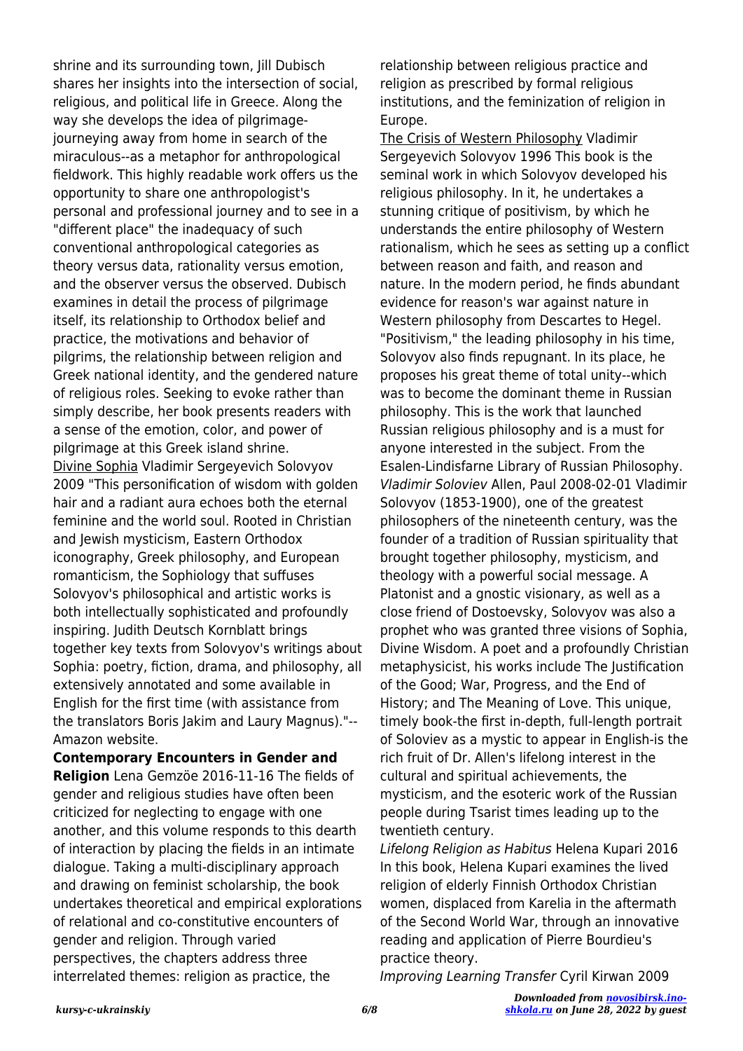shrine and its surrounding town, Jill Dubisch shares her insights into the intersection of social, religious, and political life in Greece. Along the way she develops the idea of pilgrimage-journeying away from home in search of the miraculous--as a metaphor for anthropological fieldwork. This highly readable work offers us the opportunity to share one anthropologist's personal and professional journey and to see in a "different place" the inadequacy of such conventional anthropological categories as theory versus data, rationality versus emotion, and the observer versus the observed. Dubisch examines in detail the process of pilgrimage itself, its relationship to Orthodox belief and practice, the motivations and behavior of pilgrims, the relationship between religion and Greek national identity, and the gendered nature of religious roles. Seeking to evoke rather than simply describe, her book presents readers with a sense of the emotion, color, and power of pilgrimage at this Greek island shrine.

Divine Sophia Vladimir Sergeyevich Solovyov 2009 "This personification of wisdom with golden hair and a radiant aura echoes both the eternal feminine and the world soul. Rooted in Christian and Jewish mysticism, Eastern Orthodox iconography, Greek philosophy, and European romanticism, the Sophiology that suffuses Solovyov's philosophical and artistic works is both intellectually sophisticated and profoundly inspiring. Judith Deutsch Kornblatt brings together key texts from Solovyov's writings about Sophia: poetry, fiction, drama, and philosophy, all extensively annotated and some available in English for the first time (with assistance from the translators Boris Jakim and Laury Magnus)."--Amazon website.

**Contemporary Encounters in Gender and Religion** Lena Gemzöe 2016-11-16 The fields of gender and religious studies have often been criticized for neglecting to engage with one another, and this volume responds to this dearth of interaction by placing the fields in an intimate dialogue. Taking a multi-disciplinary approach and drawing on feminist scholarship, the book undertakes theoretical and empirical explorations of relational and co-constitutive encounters of gender and religion. Through varied perspectives, the chapters address three interrelated themes: religion as practice, the relationship between religious practice and religion as prescribed by formal religious institutions, and the feminization of religion in Europe.

The Crisis of Western Philosophy Vladimir Sergeyevich Solovyov 1996 This book is the seminal work in which Solovyov developed his religious philosophy. In it, he undertakes a stunning critique of positivism, by which he understands the entire philosophy of Western rationalism, which he sees as setting up a conflict between reason and faith, and reason and nature. In the modern period, he finds abundant evidence for reason's war against nature in Western philosophy from Descartes to Hegel. "Positivism," the leading philosophy in his time, Solovyov also finds repugnant. In its place, he proposes his great theme of total unity--which was to become the dominant theme in Russian philosophy. This is the work that launched Russian religious philosophy and is a must for anyone interested in the subject. From the Esalen-Lindisfarne Library of Russian Philosophy.

*Vladimir Soloviev* Allen, Paul 2008-02-01 Vladimir Solovyov (1853-1900), one of the greatest philosophers of the nineteenth century, was the founder of a tradition of Russian spirituality that brought together philosophy, mysticism, and theology with a powerful social message. A Platonist and a gnostic visionary, as well as a close friend of Dostoevsky, Solovyov was also a prophet who was granted three visions of Sophia, Divine Wisdom. A poet and a profoundly Christian metaphysicist, his works include The Justification of the Good; War, Progress, and the End of History; and The Meaning of Love. This unique, timely book-the first in-depth, full-length portrait of Soloviev as a mystic to appear in English-is the rich fruit of Dr. Allen's lifelong interest in the cultural and spiritual achievements, the mysticism, and the esoteric work of the Russian people during Tsarist times leading up to the twentieth century.

*Lifelong Religion as Habitus* Helena Kupari 2016 In this book, Helena Kupari examines the lived religion of elderly Finnish Orthodox Christian women, displaced from Karelia in the aftermath of the Second World War, through an innovative reading and application of Pierre Bourdieu's practice theory.

*Improving Learning Transfer* Cyril Kirwan 2009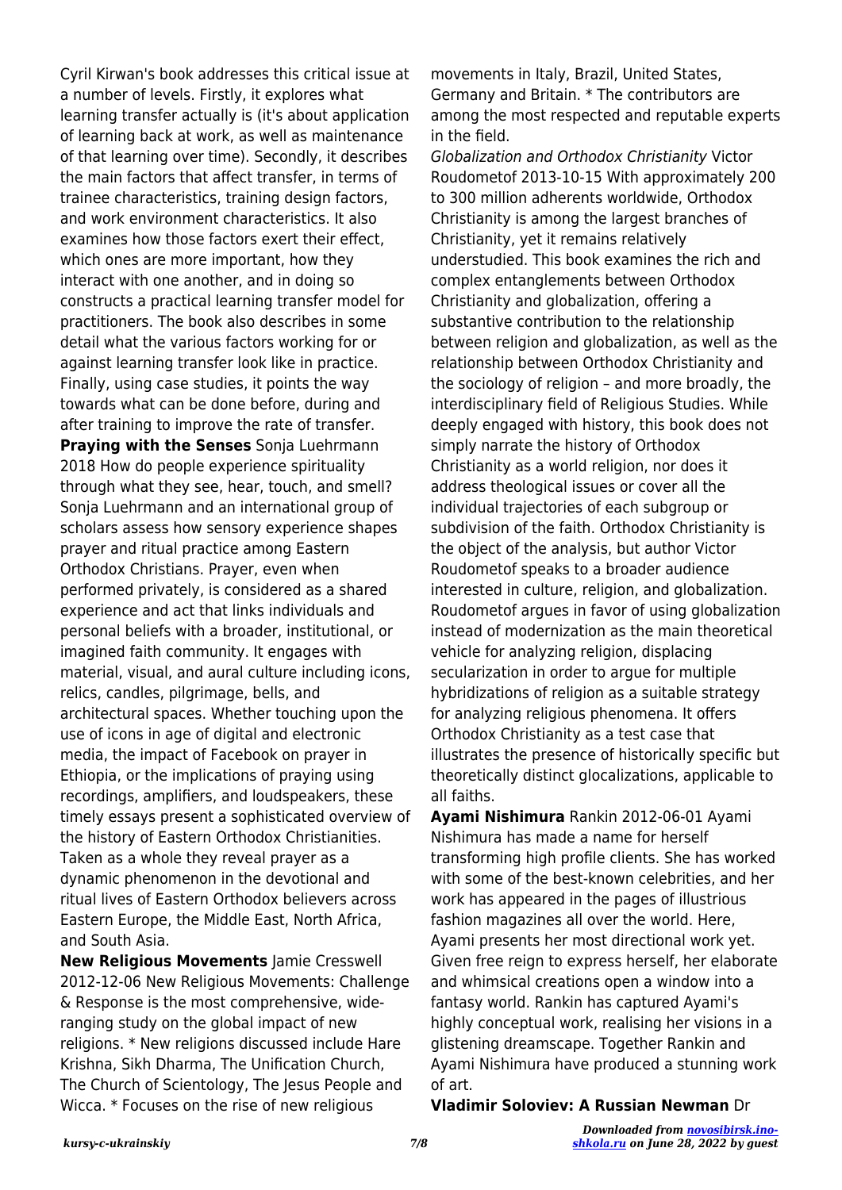Cyril Kirwan's book addresses this critical issue at a number of levels. Firstly, it explores what learning transfer actually is (it's about application of learning back at work, as well as maintenance of that learning over time). Secondly, it describes the main factors that affect transfer, in terms of trainee characteristics, training design factors, and work environment characteristics. It also examines how those factors exert their effect, which ones are more important, how they interact with one another, and in doing so constructs a practical learning transfer model for practitioners. The book also describes in some detail what the various factors working for or against learning transfer look like in practice. Finally, using case studies, it points the way towards what can be done before, during and after training to improve the rate of transfer.

**Praying with the Senses** Sonja Luehrmann 2018 How do people experience spirituality through what they see, hear, touch, and smell? Sonja Luehrmann and an international group of scholars assess how sensory experience shapes prayer and ritual practice among Eastern Orthodox Christians. Prayer, even when performed privately, is considered as a shared experience and act that links individuals and personal beliefs with a broader, institutional, or imagined faith community. It engages with material, visual, and aural culture including icons, relics, candles, pilgrimage, bells, and architectural spaces. Whether touching upon the use of icons in age of digital and electronic media, the impact of Facebook on prayer in Ethiopia, or the implications of praying using recordings, amplifiers, and loudspeakers, these timely essays present a sophisticated overview of the history of Eastern Orthodox Christianities. Taken as a whole they reveal prayer as a dynamic phenomenon in the devotional and ritual lives of Eastern Orthodox believers across Eastern Europe, the Middle East, North Africa, and South Asia.

**New Religious Movements** Jamie Cresswell 2012-12-06 New Religious Movements: Challenge & Response is the most comprehensive, wide-ranging study on the global impact of new religions. * New religions discussed include Hare Krishna, Sikh Dharma, The Unification Church, The Church of Scientology, The Jesus People and Wicca. * Focuses on the rise of new religious movements in Italy, Brazil, United States, Germany and Britain. * The contributors are among the most respected and reputable experts in the field.

*Globalization and Orthodox Christianity* Victor Roudometof 2013-10-15 With approximately 200 to 300 million adherents worldwide, Orthodox Christianity is among the largest branches of Christianity, yet it remains relatively understudied. This book examines the rich and complex entanglements between Orthodox Christianity and globalization, offering a substantive contribution to the relationship between religion and globalization, as well as the relationship between Orthodox Christianity and the sociology of religion – and more broadly, the interdisciplinary field of Religious Studies. While deeply engaged with history, this book does not simply narrate the history of Orthodox Christianity as a world religion, nor does it address theological issues or cover all the individual trajectories of each subgroup or subdivision of the faith. Orthodox Christianity is the object of the analysis, but author Victor Roudometof speaks to a broader audience interested in culture, religion, and globalization. Roudometof argues in favor of using globalization instead of modernization as the main theoretical vehicle for analyzing religion, displacing secularization in order to argue for multiple hybridizations of religion as a suitable strategy for analyzing religious phenomena. It offers Orthodox Christianity as a test case that illustrates the presence of historically specific but theoretically distinct glocalizations, applicable to all faiths.

**Ayami Nishimura** Rankin 2012-06-01 Ayami Nishimura has made a name for herself transforming high profile clients. She has worked with some of the best-known celebrities, and her work has appeared in the pages of illustrious fashion magazines all over the world. Here, Ayami presents her most directional work yet. Given free reign to express herself, her elaborate and whimsical creations open a window into a fantasy world. Rankin has captured Ayami's highly conceptual work, realising her visions in a glistening dreamscape. Together Rankin and Ayami Nishimura have produced a stunning work of art.

**Vladimir Soloviev: A Russian Newman** Dr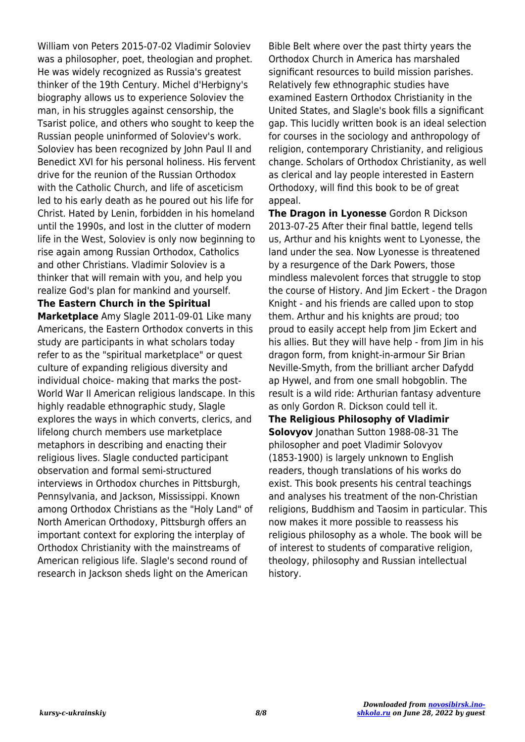William von Peters 2015-07-02 Vladimir Soloviev was a philosopher, poet, theologian and prophet. He was widely recognized as Russia's greatest thinker of the 19th Century. Michel d'Herbigny's biography allows us to experience Soloviev the man, in his struggles against censorship, the Tsarist police, and others who sought to keep the Russian people uninformed of Soloviev's work. Soloviev has been recognized by John Paul II and Benedict XVI for his personal holiness. His fervent drive for the reunion of the Russian Orthodox with the Catholic Church, and life of asceticism led to his early death as he poured out his life for Christ. Hated by Lenin, forbidden in his homeland until the 1990s, and lost in the clutter of modern life in the West, Soloviev is only now beginning to rise again among Russian Orthodox, Catholics and other Christians. Vladimir Soloviev is a thinker that will remain with you, and help you realize God's plan for mankind and yourself.

**The Eastern Church in the Spiritual Marketplace** Amy Slagle 2011-09-01 Like many Americans, the Eastern Orthodox converts in this study are participants in what scholars today refer to as the "spiritual marketplace" or quest culture of expanding religious diversity and individual choice- making that marks the post-World War II American religious landscape. In this highly readable ethnographic study, Slagle explores the ways in which converts, clerics, and lifelong church members use marketplace metaphors in describing and enacting their religious lives. Slagle conducted participant observation and formal semi-structured interviews in Orthodox churches in Pittsburgh, Pennsylvania, and Jackson, Mississippi. Known among Orthodox Christians as the "Holy Land" of North American Orthodoxy, Pittsburgh offers an important context for exploring the interplay of Orthodox Christianity with the mainstreams of American religious life. Slagle's second round of research in Jackson sheds light on the American Bible Belt where over the past thirty years the Orthodox Church in America has marshaled significant resources to build mission parishes. Relatively few ethnographic studies have examined Eastern Orthodox Christianity in the United States, and Slagle's book fills a significant gap. This lucidly written book is an ideal selection for courses in the sociology and anthropology of religion, contemporary Christianity, and religious change. Scholars of Orthodox Christianity, as well as clerical and lay people interested in Eastern Orthodoxy, will find this book to be of great appeal.

**The Dragon in Lyonesse** Gordon R Dickson 2013-07-25 After their final battle, legend tells us, Arthur and his knights went to Lyonesse, the land under the sea. Now Lyonesse is threatened by a resurgence of the Dark Powers, those mindless malevolent forces that struggle to stop the course of History. And Jim Eckert - the Dragon Knight - and his friends are called upon to stop them. Arthur and his knights are proud; too proud to easily accept help from Jim Eckert and his allies. But they will have help - from Jim in his dragon form, from knight-in-armour Sir Brian Neville-Smyth, from the brilliant archer Dafydd ap Hywel, and from one small hobgoblin. The result is a wild ride: Arthurian fantasy adventure as only Gordon R. Dickson could tell it.

**The Religious Philosophy of Vladimir Solovyov** Jonathan Sutton 1988-08-31 The philosopher and poet Vladimir Solovyov (1853-1900) is largely unknown to English readers, though translations of his works do exist. This book presents his central teachings and analyses his treatment of the non-Christian religions, Buddhism and Taosim in particular. This now makes it more possible to reassess his religious philosophy as a whole. The book will be of interest to students of comparative religion, theology, philosophy and Russian intellectual history.